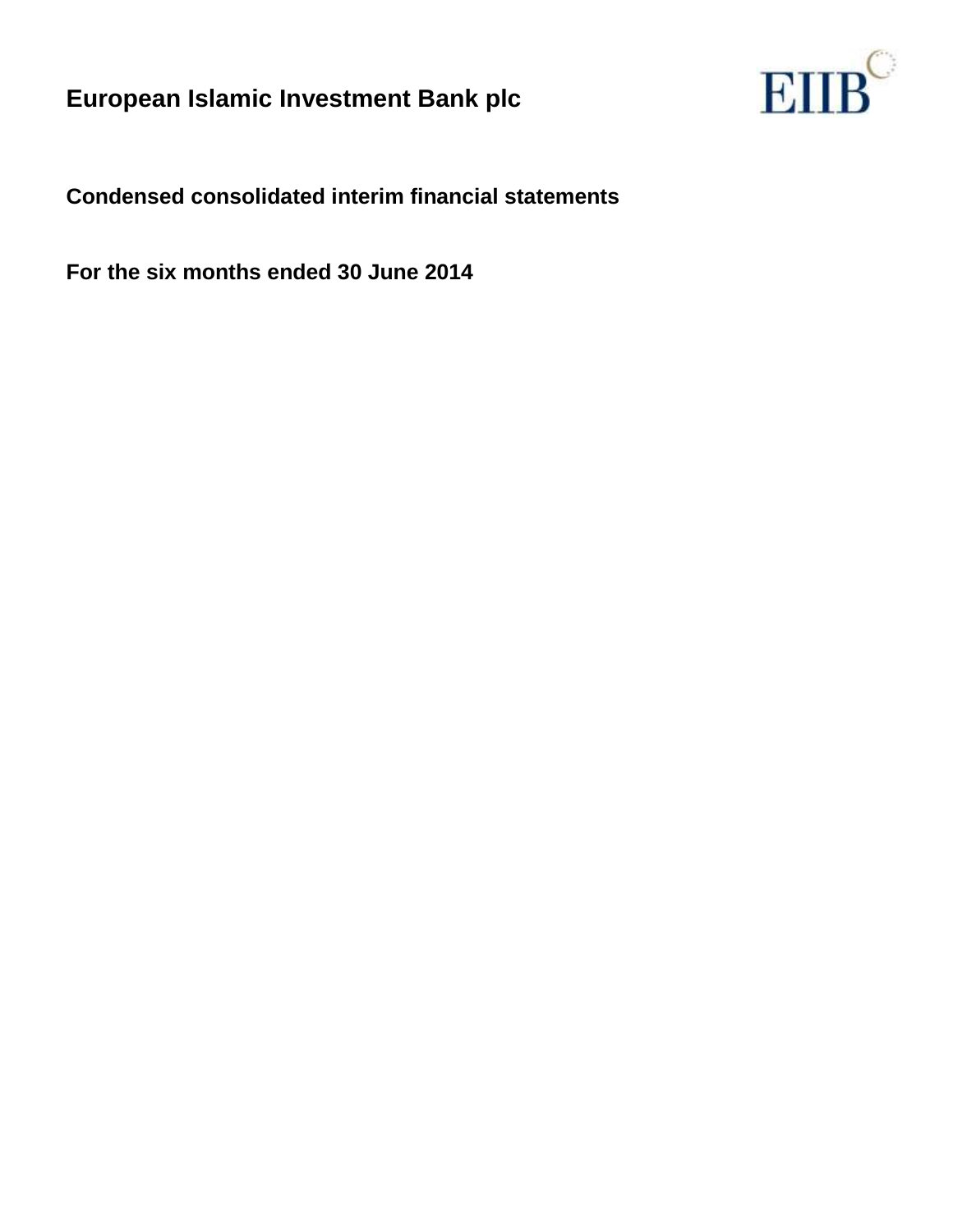# European Islamic Investment Bank plc

EIIB

## Condensed consolidated interim financial statements

## For the six months ended 30 June 2014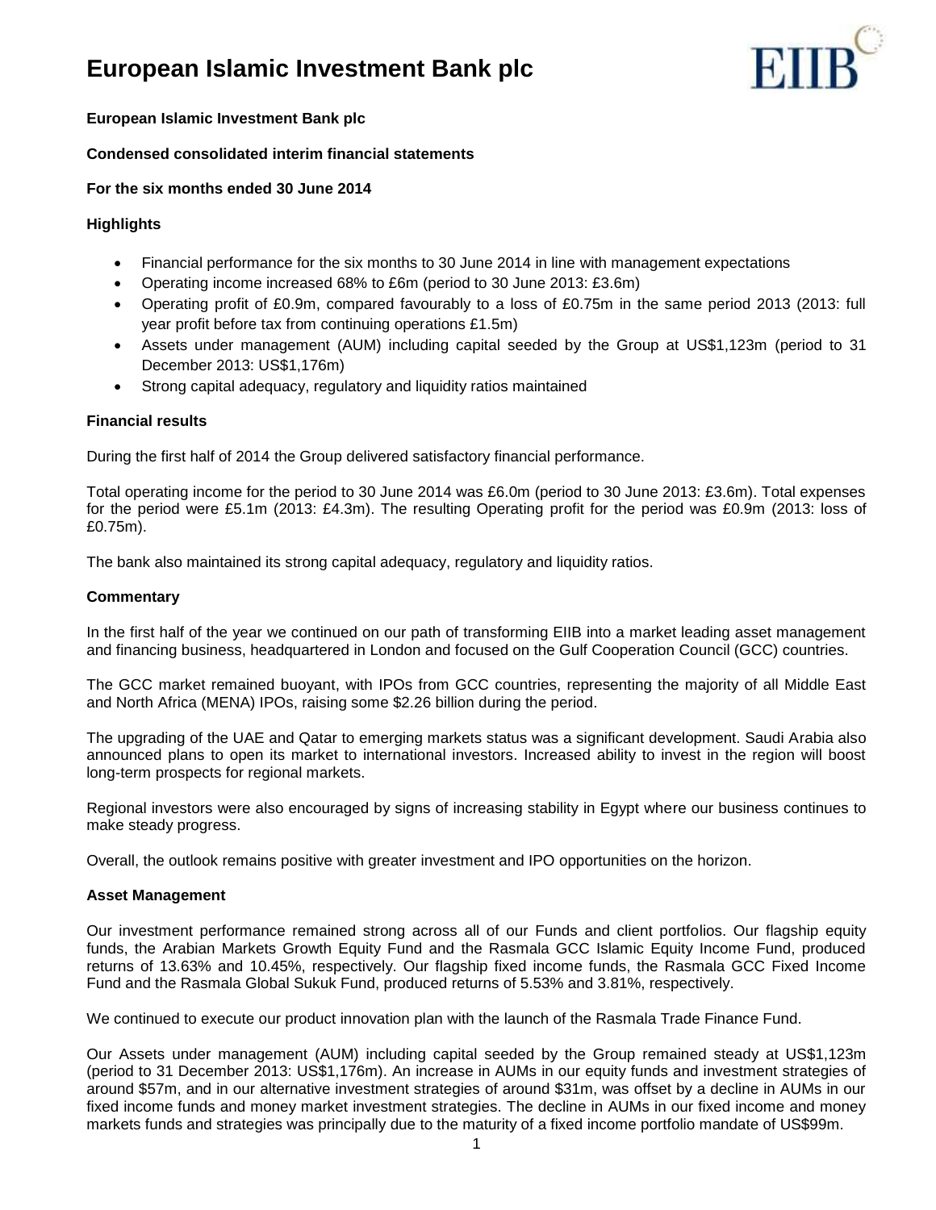# European Islamic Investment Bank plc

**European Islamic Investment Bank plc**

**Condensed consolidated interim financial statements**

**For the six months ended 30 June 2014**

**Highlights**

- Financial performance for the six months to 30 June 2014 in line with management expectations
- Operating income increased 68% to £6m (period to 30 June 2013: £3.6m)
- Operating profit of £0.9m, compared favourably to a loss of £0.75m in the same period 2013 (2013: full year profit before tax from continuing operations £1.5m)
- Assets under management (AUM) including capital seeded by the Group at US$1,123m (period to 31 December 2013: US$1,176m)
- Strong capital adequacy, regulatory and liquidity ratios maintained

**Financial results**

During the first half of 2014 the Group delivered satisfactory financial performance.

Total operating income for the period to 30 June 2014 was £6.0m (period to 30 June 2013: £3.6m). Total expenses for the period were £5.1m (2013: £4.3m). The resulting Operating profit for the period was £0.9m (2013: loss of £0.75m).

The bank also maintained its strong capital adequacy, regulatory and liquidity ratios.

**Commentary**

In the first half of the year we continued on our path of transforming EIIB into a market leading asset management and financing business, headquartered in London and focused on the Gulf Cooperation Council (GCC) countries.

The GCC market remained buoyant, with IPOs from GCC countries, representing the majority of all Middle East and North Africa (MENA) IPOs, raising some $2.26 billion during the period.

The upgrading of the UAE and Qatar to emerging markets status was a significant development. Saudi Arabia also announced plans to open its market to international investors. Increased ability to invest in the region will boost long-term prospects for regional markets.

Regional investors were also encouraged by signs of increasing stability in Egypt where our business continues to make steady progress.

Overall, the outlook remains positive with greater investment and IPO opportunities on the horizon.

**Asset Management**

Our investment performance remained strong across all of our Funds and client portfolios. Our flagship equity funds, the Arabian Markets Growth Equity Fund and the Rasmala GCC Islamic Equity Income Fund, produced returns of 13.63% and 10.45%, respectively. Our flagship fixed income funds, the Rasmala GCC Fixed Income Fund and the Rasmala Global Sukuk Fund, produced returns of 5.53% and 3.81%, respectively.

We continued to execute our product innovation plan with the launch of the Rasmala Trade Finance Fund.

Our Assets under management (AUM) including capital seeded by the Group remained steady at US$1,123m (period to 31 December 2013: US$1,176m). An increase in AUMs in our equity funds and investment strategies of around $57m, and in our alternative investment strategies of around $31m, was offset by a decline in AUMs in our fixed income funds and money market investment strategies. The decline in AUMs in our fixed income and money markets funds and strategies was principally due to the maturity of a fixed income portfolio mandate of US$99m.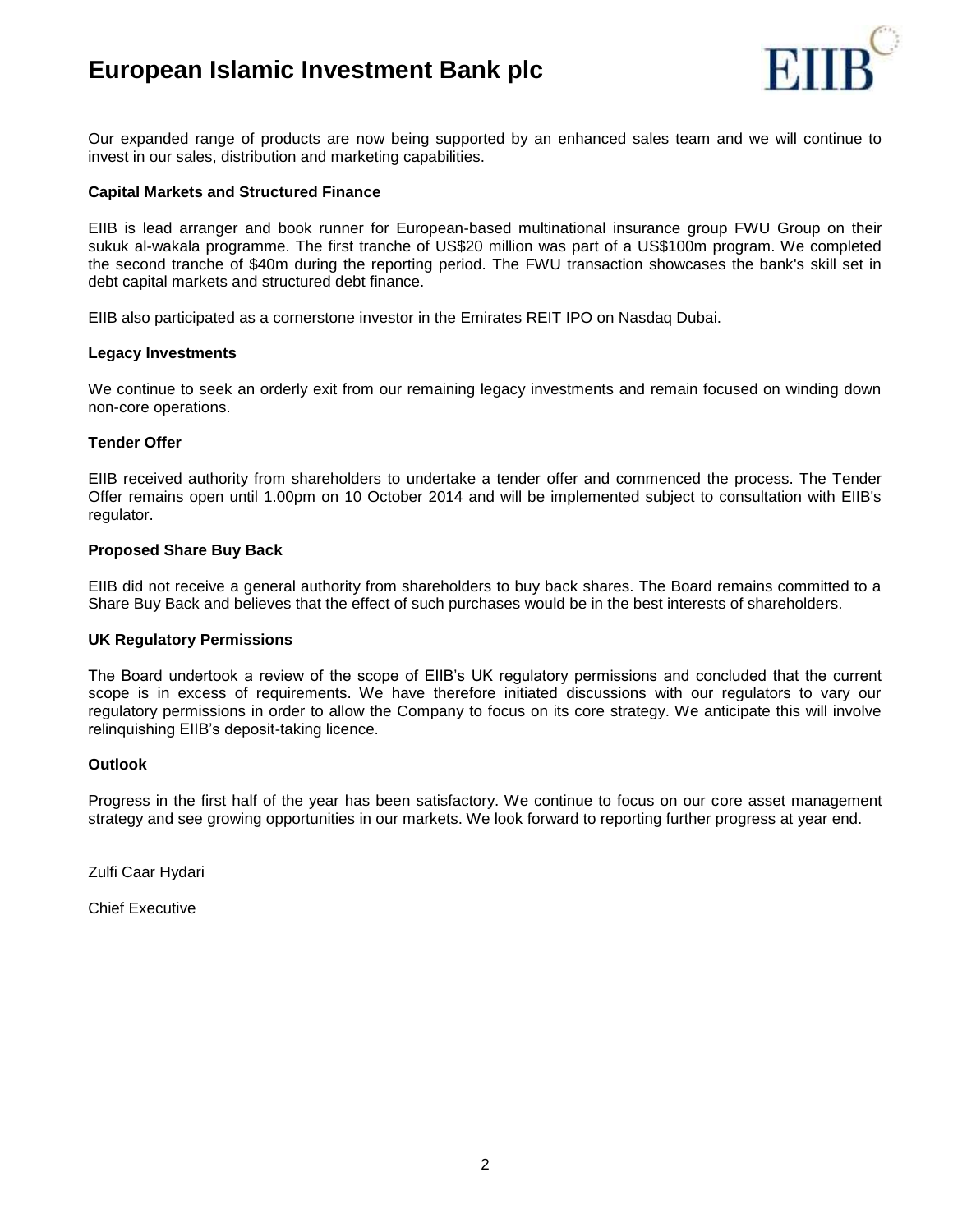Our expanded range of products are now being supported by an enhanced sales team and we will continue to invest in our sales, distribution and marketing capabilities.

**Capital Markets and Structured Finance**

EIIB is lead arranger and book runner for European-based multinational insurance group FWU Group on their sukuk al-wakala programme. The first tranche of US$20 million was part of a US$100m program. We completed the second tranche of $40m during the reporting period. The FWU transaction showcases the bank's skill set in debt capital markets and structured debt finance.

EIIB also participated as a cornerstone investor in the Emirates REIT IPO on Nasdaq Dubai.

**Legacy Investments**

We continue to seek an orderly exit from our remaining legacy investments and remain focused on winding down non-core operations.

**Tender Offer**

EIIB received authority from shareholders to undertake a tender offer and commenced the process. The Tender Offer remains open until 1.00pm on 10 October 2014 and will be implemented subject to consultation with EIIB's regulator.

**Proposed Share Buy Back**

EIIB did not receive a general authority from shareholders to buy back shares. The Board remains committed to a Share Buy Back and believes that the effect of such purchases would be in the best interests of shareholders.

**UK Regulatory Permissions**

The Board undertook a review of the scope of EIIB's UK regulatory permissions and concluded that the current scope is in excess of requirements. We have therefore initiated discussions with our regulators to vary our regulatory permissions in order to allow the Company to focus on its core strategy. We anticipate this will involve relinquishing EIIB's deposit-taking licence.

**Outlook**

Progress in the first half of the year has been satisfactory. We continue to focus on our core asset management strategy and see growing opportunities in our markets. We look forward to reporting further progress at year end.

Zulfi Caar Hydari

Chief Executive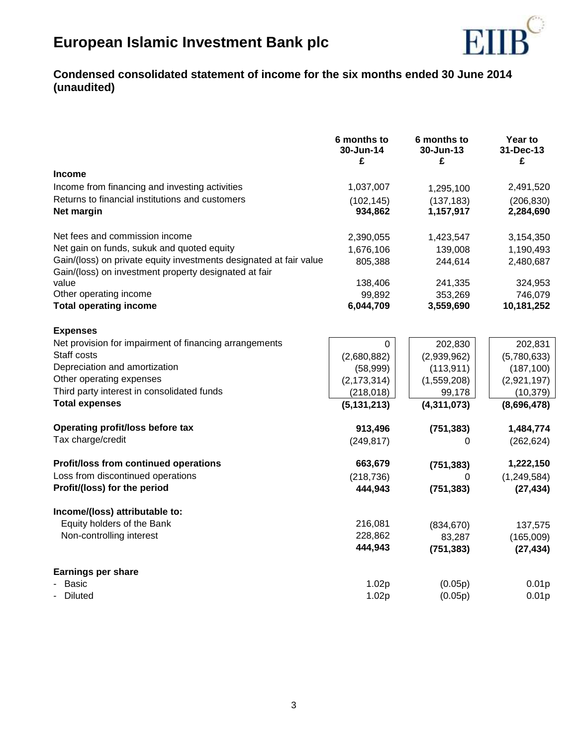# European Islamic Investment Bank plc

## Condensed consolidated statement of income for the six months ended 30 June 2014 (unaudited)

| | 6 months to 30-Jun-14 £ | 6 months to 30-Jun-13 £ | Year to 31-Dec-13 £ |
|---|---|---|---|
| **Income** | | | |
| Income from financing and investing activities | 1,037,007 | 1,295,100 | 2,491,520 |
| Returns to financial institutions and customers | (102,145) | (137,183) | (206,830) |
| **Net margin** | **934,862** | **1,157,917** | **2,284,690** |
| | | | |
| Net fees and commission income | 2,390,055 | 1,423,547 | 3,154,350 |
| Net gain on funds, sukuk and quoted equity | 1,676,106 | 139,008 | 1,190,493 |
| Gain/(loss) on private equity investments designated at fair value | 805,388 | 244,614 | 2,480,687 |
| Gain/(loss) on investment property designated at fair value | 138,406 | 241,335 | 324,953 |
| Other operating income | 99,892 | 353,269 | 746,079 |
| **Total operating income** | **6,044,709** | **3,559,690** | **10,181,252** |
| | | | |
| **Expenses** | | | |
| Net provision for impairment of financing arrangements | 0 | 202,830 | 202,831 |
| Staff costs | (2,680,882) | (2,939,962) | (5,780,633) |
| Depreciation and amortization | (58,999) | (113,911) | (187,100) |
| Other operating expenses | (2,173,314) | (1,559,208) | (2,921,197) |
| Third party interest in consolidated funds | (218,018) | 99,178 | (10,379) |
| **Total expenses** | **(5,131,213)** | **(4,311,073)** | **(8,696,478)** |
| | | | |
| **Operating profit/loss before tax** | **913,496** | **(751,383)** | **1,484,774** |
| Tax charge/credit | (249,817) | 0 | (262,624) |
| | | | |
| **Profit/loss from continued operations** | **663,679** | **(751,383)** | **1,222,150** |
| Loss from discontinued operations | (218,736) | 0 | (1,249,584) |
| **Profit/(loss) for the period** | **444,943** | **(751,383)** | **(27,434)** |
| | | | |
| **Income/(loss) attributable to:** | | | |
| Equity holders of the Bank | 216,081 | (834,670) | 137,575 |
| Non-controlling interest | 228,862 | 83,287 | (165,009) |
| | **444,943** | **(751,383)** | **(27,434)** |
| | | | |
| **Earnings per share** | | | |
| - Basic | 1.02p | (0.05p) | 0.01p |
| - Diluted | 1.02p | (0.05p) | 0.01p |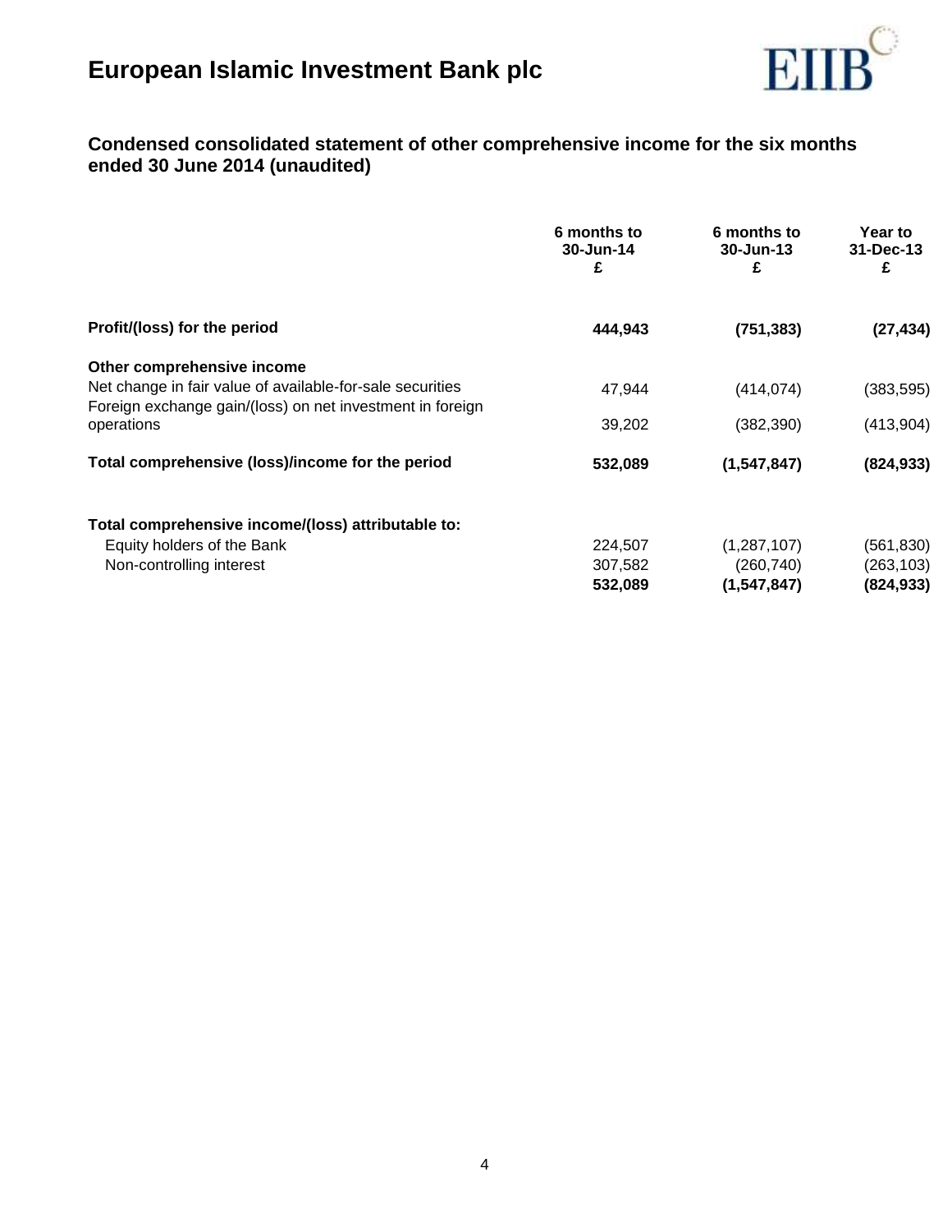# European Islamic Investment Bank plc

## Condensed consolidated statement of other comprehensive income for the six months ended 30 June 2014 (unaudited)

| | 6 months to 30-Jun-14 £ | 6 months to 30-Jun-13 £ | Year to 31-Dec-13 £ |
|---|---|---|---|
| **Profit/(loss) for the period** | **444,943** | **(751,383)** | **(27,434)** |
| **Other comprehensive income** | | | |
| Net change in fair value of available-for-sale securities | 47,944 | (414,074) | (383,595) |
| Foreign exchange gain/(loss) on net investment in foreign operations | 39,202 | (382,390) | (413,904) |
| **Total comprehensive (loss)/income for the period** | **532,089** | **(1,547,847)** | **(824,933)** |
| | | | |
| **Total comprehensive income/(loss) attributable to:** | | | |
| Equity holders of the Bank | 224,507 | (1,287,107) | (561,830) |
| Non-controlling interest | 307,582 | (260,740) | (263,103) |
| | **532,089** | **(1,547,847)** | **(824,933)** |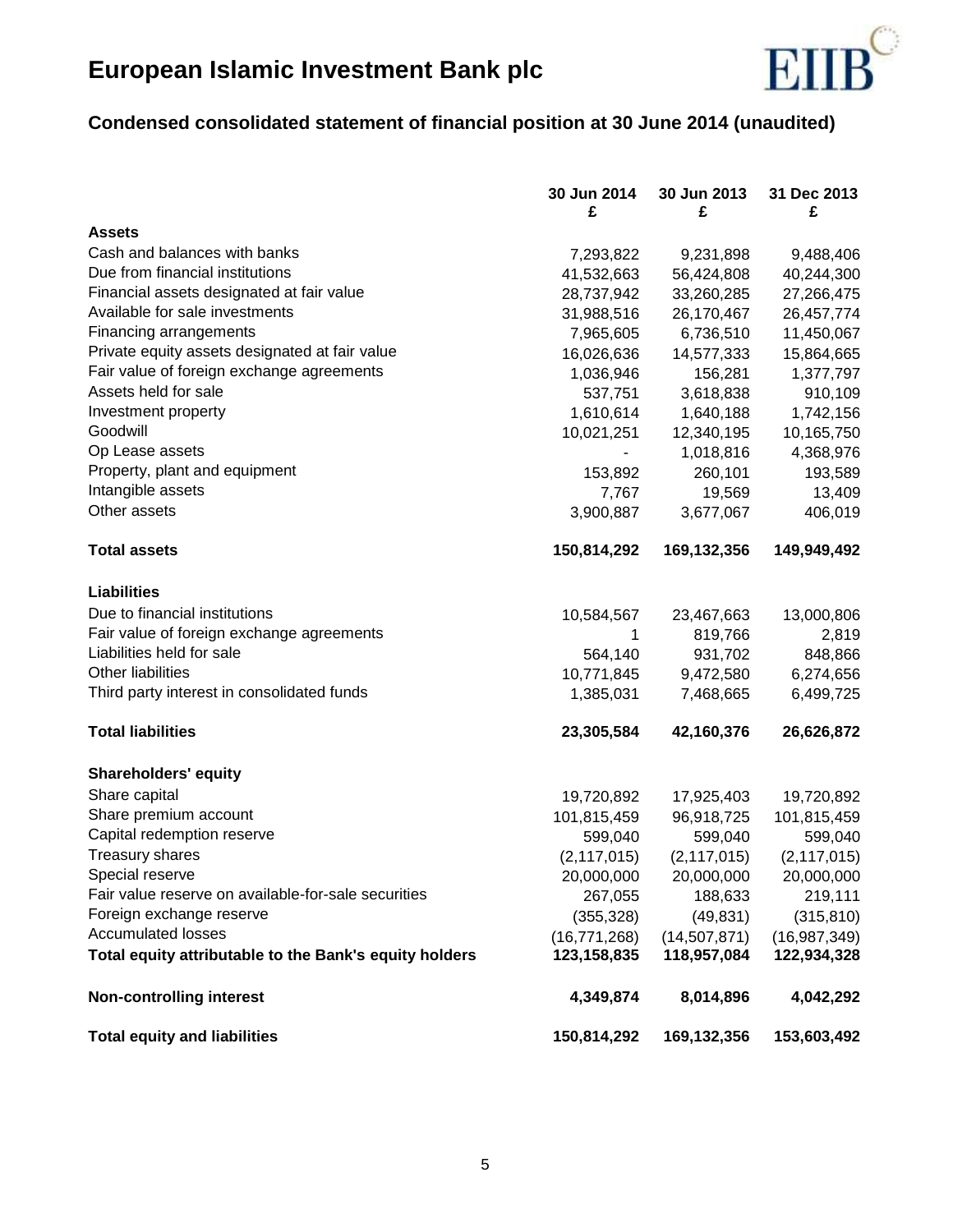# European Islamic Investment Bank plc

## Condensed consolidated statement of financial position at 30 June 2014 (unaudited)

| | 30 Jun 2014 £ | 30 Jun 2013 £ | 31 Dec 2013 £ |
|---|---|---|---|
| **Assets** | | | |
| Cash and balances with banks | 7,293,822 | 9,231,898 | 9,488,406 |
| Due from financial institutions | 41,532,663 | 56,424,808 | 40,244,300 |
| Financial assets designated at fair value | 28,737,942 | 33,260,285 | 27,266,475 |
| Available for sale investments | 31,988,516 | 26,170,467 | 26,457,774 |
| Financing arrangements | 7,965,605 | 6,736,510 | 11,450,067 |
| Private equity assets designated at fair value | 16,026,636 | 14,577,333 | 15,864,665 |
| Fair value of foreign exchange agreements | 1,036,946 | 156,281 | 1,377,797 |
| Assets held for sale | 537,751 | 3,618,838 | 910,109 |
| Investment property | 1,610,614 | 1,640,188 | 1,742,156 |
| Goodwill | 10,021,251 | 12,340,195 | 10,165,750 |
| Op Lease assets | - | 1,018,816 | 4,368,976 |
| Property, plant and equipment | 153,892 | 260,101 | 193,589 |
| Intangible assets | 7,767 | 19,569 | 13,409 |
| Other assets | 3,900,887 | 3,677,067 | 406,019 |
| **Total assets** | **150,814,292** | **169,132,356** | **149,949,492** |
| **Liabilities** | | | |
| Due to financial institutions | 10,584,567 | 23,467,663 | 13,000,806 |
| Fair value of foreign exchange agreements | 1 | 819,766 | 2,819 |
| Liabilities held for sale | 564,140 | 931,702 | 848,866 |
| Other liabilities | 10,771,845 | 9,472,580 | 6,274,656 |
| Third party interest in consolidated funds | 1,385,031 | 7,468,665 | 6,499,725 |
| **Total liabilities** | **23,305,584** | **42,160,376** | **26,626,872** |
| **Shareholders' equity** | | | |
| Share capital | 19,720,892 | 17,925,403 | 19,720,892 |
| Share premium account | 101,815,459 | 96,918,725 | 101,815,459 |
| Capital redemption reserve | 599,040 | 599,040 | 599,040 |
| Treasury shares | (2,117,015) | (2,117,015) | (2,117,015) |
| Special reserve | 20,000,000 | 20,000,000 | 20,000,000 |
| Fair value reserve on available-for-sale securities | 267,055 | 188,633 | 219,111 |
| Foreign exchange reserve | (355,328) | (49,831) | (315,810) |
| Accumulated losses | (16,771,268) | (14,507,871) | (16,987,349) |
| **Total equity attributable to the Bank's equity holders** | **123,158,835** | **118,957,084** | **122,934,328** |
| **Non-controlling interest** | **4,349,874** | **8,014,896** | **4,042,292** |
| **Total equity and liabilities** | **150,814,292** | **169,132,356** | **153,603,492** |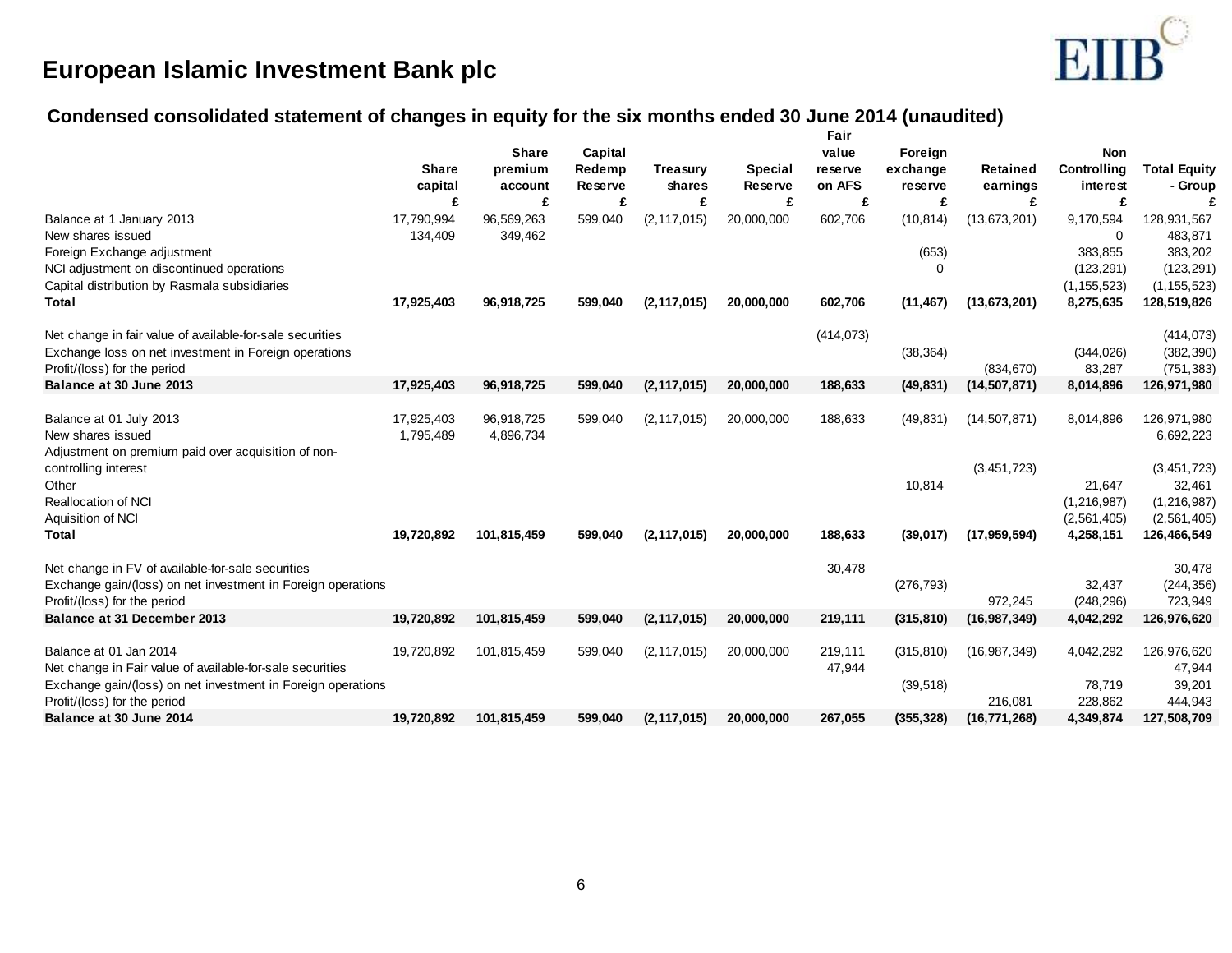# European Islamic Investment Bank plc

## Condensed consolidated statement of changes in equity for the six months ended 30 June 2014 (unaudited)

| | Share capital | Share premium account | Capital Redemp Reserve | Treasury shares | Special Reserve | Fair value reserve on AFS | Foreign exchange reserve | Retained earnings | Non Controlling interest | Total Equity - Group |
|---|---|---|---|---|---|---|---|---|---|---|
| | £ | £ | £ | £ | £ | £ | £ | £ | £ | £ |
| Balance at 1 January 2013 | 17,790,994 | 96,569,263 | 599,040 | (2,117,015) | 20,000,000 | 602,706 | (10,814) | (13,673,201) | 9,170,594 | 128,931,567 |
| New shares issued | 134,409 | 349,462 | | | | | | | 0 | 483,871 |
| Foreign Exchange adjustment | | | | | | | (653) | | 383,855 | 383,202 |
| NCI adjustment on discontinued operations | | | | | | | 0 | | (123,291) | (123,291) |
| Capital distribution by Rasmala subsidiaries | | | | | | | | | (1,155,523) | (1,155,523) |
| **Total** | **17,925,403** | **96,918,725** | **599,040** | **(2,117,015)** | **20,000,000** | **602,706** | **(11,467)** | **(13,673,201)** | **8,275,635** | **128,519,826** |
| | | | | | | | | | | |
| Net change in fair value of available-for-sale securities | | | | | | (414,073) | | | | (414,073) |
| Exchange loss on net investment in Foreign operations | | | | | | | (38,364) | | (344,026) | (382,390) |
| Profit/(loss) for the period | | | | | | | | (834,670) | 83,287 | (751,383) |
| **Balance at 30 June 2013** | **17,925,403** | **96,918,725** | **599,040** | **(2,117,015)** | **20,000,000** | **188,633** | **(49,831)** | **(14,507,871)** | **8,014,896** | **126,971,980** |
| | | | | | | | | | | |
| Balance at 01 July 2013 | 17,925,403 | 96,918,725 | 599,040 | (2,117,015) | 20,000,000 | 188,633 | (49,831) | (14,507,871) | 8,014,896 | 126,971,980 |
| New shares issued | 1,795,489 | 4,896,734 | | | | | | | | 6,692,223 |
| Adjustment on premium paid over acquisition of non-controlling interest | | | | | | | | (3,451,723) | | (3,451,723) |
| Other | | | | | | | 10,814 | | 21,647 | 32,461 |
| Reallocation of NCI | | | | | | | | | (1,216,987) | (1,216,987) |
| Aquisition of NCI | | | | | | | | | (2,561,405) | (2,561,405) |
| **Total** | **19,720,892** | **101,815,459** | **599,040** | **(2,117,015)** | **20,000,000** | **188,633** | **(39,017)** | **(17,959,594)** | **4,258,151** | **126,466,549** |
| | | | | | | | | | | |
| Net change in FV of available-for-sale securities | | | | | | 30,478 | | | | 30,478 |
| Exchange gain/(loss) on net investment in Foreign operations | | | | | | | (276,793) | | 32,437 | (244,356) |
| Profit/(loss) for the period | | | | | | | | 972,245 | (248,296) | 723,949 |
| **Balance at 31 December 2013** | **19,720,892** | **101,815,459** | **599,040** | **(2,117,015)** | **20,000,000** | **219,111** | **(315,810)** | **(16,987,349)** | **4,042,292** | **126,976,620** |
| | | | | | | | | | | |
| Balance at 01 Jan 2014 | 19,720,892 | 101,815,459 | 599,040 | (2,117,015) | 20,000,000 | 219,111 | (315,810) | (16,987,349) | 4,042,292 | 126,976,620 |
| Net change in Fair value of available-for-sale securities | | | | | | 47,944 | | | | 47,944 |
| Exchange gain/(loss) on net investment in Foreign operations | | | | | | | (39,518) | | 78,719 | 39,201 |
| Profit/(loss) for the period | | | | | | | | 216,081 | 228,862 | 444,943 |
| **Balance at 30 June 2014** | **19,720,892** | **101,815,459** | **599,040** | **(2,117,015)** | **20,000,000** | **267,055** | **(355,328)** | **(16,771,268)** | **4,349,874** | **127,508,709** |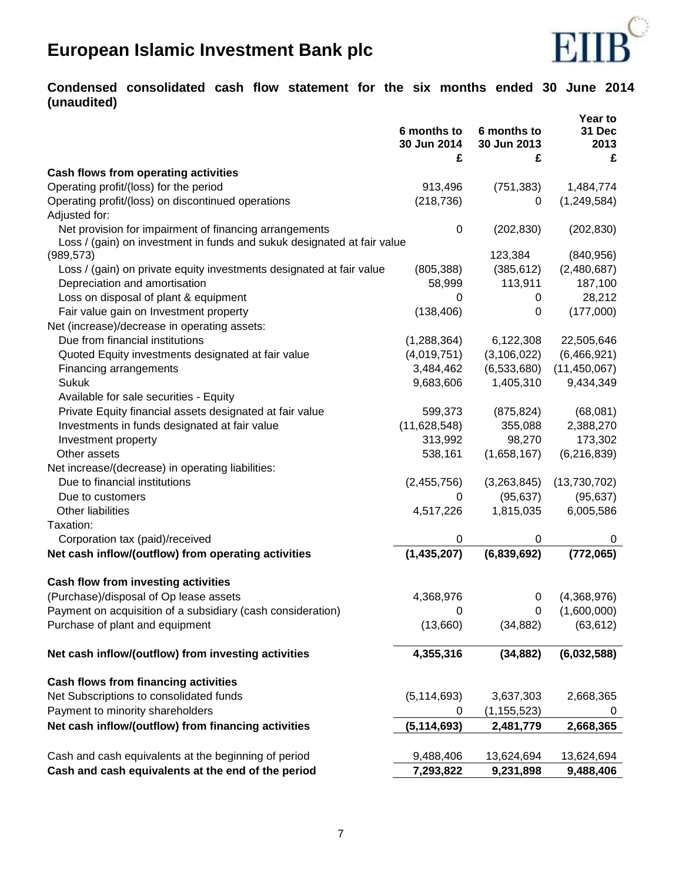# European Islamic Investment Bank plc

## Condensed consolidated cash flow statement for the six months ended 30 June 2014 (unaudited)

| | 6 months to 30 Jun 2014 £ | 6 months to 30 Jun 2013 £ | Year to 31 Dec 2013 £ |
|---|---|---|---|
| **Cash flows from operating activities** | | | |
| Operating profit/(loss) for the period | 913,496 | (751,383) | 1,484,774 |
| Operating profit/(loss) on discontinued operations | (218,736) | 0 | (1,249,584) |
| Adjusted for: | | | |
| Net provision for impairment of financing arrangements | 0 | (202,830) | (202,830) |
| Loss / (gain) on investment in funds and sukuk designated at fair value | (989,573) | 123,384 | (840,956) |
| Loss / (gain) on private equity investments designated at fair value | (805,388) | (385,612) | (2,480,687) |
| Depreciation and amortisation | 58,999 | 113,911 | 187,100 |
| Loss on disposal of plant & equipment | 0 | 0 | 28,212 |
| Fair value gain on Investment property | (138,406) | 0 | (177,000) |
| Net (increase)/decrease in operating assets: | | | |
| Due from financial institutions | (1,288,364) | 6,122,308 | 22,505,646 |
| Quoted Equity investments designated at fair value | (4,019,751) | (3,106,022) | (6,466,921) |
| Financing arrangements | 3,484,462 | (6,533,680) | (11,450,067) |
| Sukuk | 9,683,606 | 1,405,310 | 9,434,349 |
| Available for sale securities - Equity | | | |
| Private Equity financial assets designated at fair value | 599,373 | (875,824) | (68,081) |
| Investments in funds designated at fair value | (11,628,548) | 355,088 | 2,388,270 |
| Investment property | 313,992 | 98,270 | 173,302 |
| Other assets | 538,161 | (1,658,167) | (6,216,839) |
| Net increase/(decrease) in operating liabilities: | | | |
| Due to financial institutions | (2,455,756) | (3,263,845) | (13,730,702) |
| Due to customers | 0 | (95,637) | (95,637) |
| Other liabilities | 4,517,226 | 1,815,035 | 6,005,586 |
| Taxation: | | | |
| Corporation tax (paid)/received | 0 | 0 | 0 |
| **Net cash inflow/(outflow) from operating activities** | **(1,435,207)** | **(6,839,692)** | **(772,065)** |
| | | | |
| **Cash flow from investing activities** | | | |
| (Purchase)/disposal of Op lease assets | 4,368,976 | 0 | (4,368,976) |
| Payment on acquisition of a subsidiary (cash consideration) | 0 | 0 | (1,600,000) |
| Purchase of plant and equipment | (13,660) | (34,882) | (63,612) |
| **Net cash inflow/(outflow) from investing activities** | **4,355,316** | **(34,882)** | **(6,032,588)** |
| | | | |
| **Cash flows from financing activities** | | | |
| Net Subscriptions to consolidated funds | (5,114,693) | 3,637,303 | 2,668,365 |
| Payment to minority shareholders | 0 | (1,155,523) | 0 |
| **Net cash inflow/(outflow) from financing activities** | **(5,114,693)** | **2,481,779** | **2,668,365** |
| | | | |
| Cash and cash equivalents at the beginning of period | 9,488,406 | 13,624,694 | 13,624,694 |
| **Cash and cash equivalents at the end of the period** | **7,293,822** | **9,231,898** | **9,488,406** |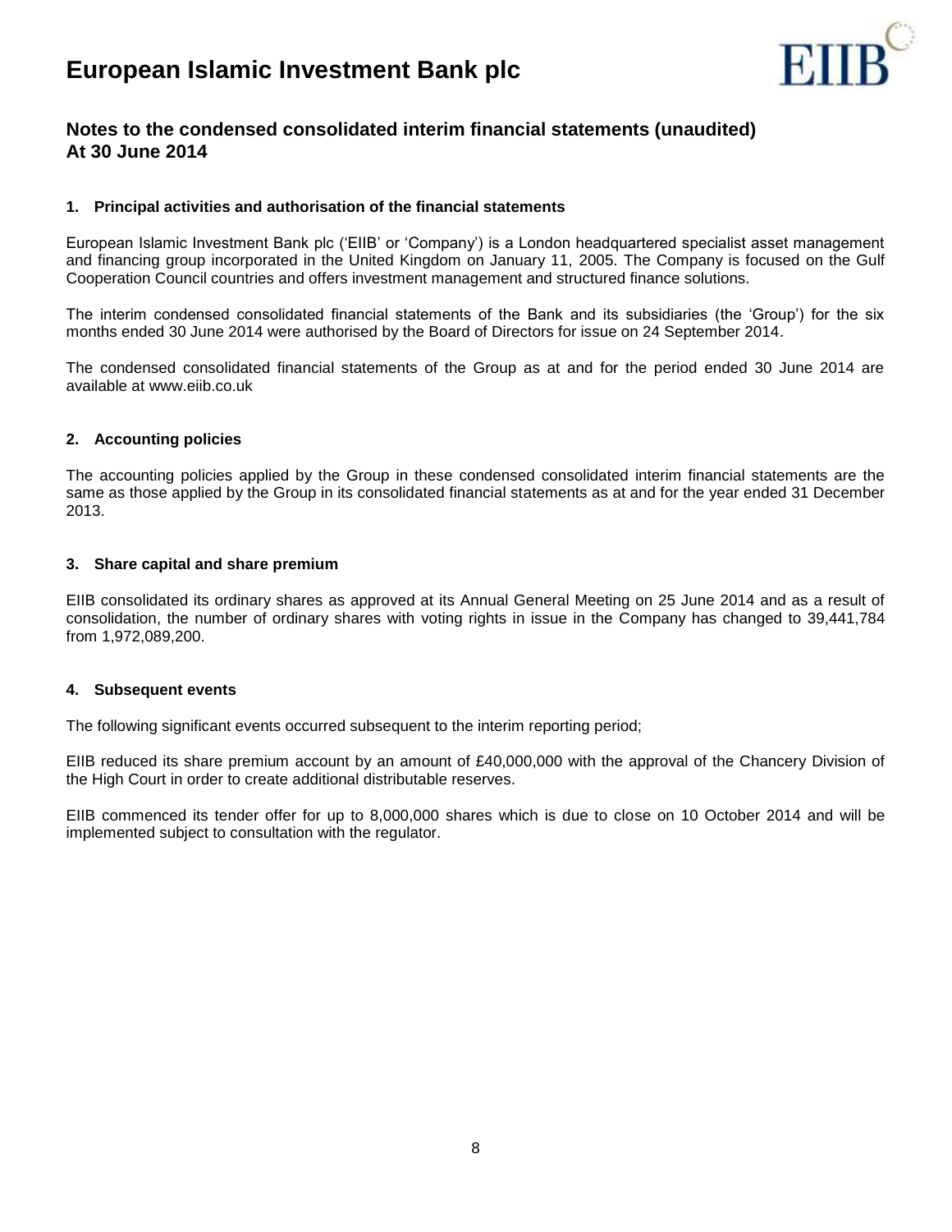# European Islamic Investment Bank plc

## Notes to the condensed consolidated interim financial statements (unaudited)
## At 30 June 2014

### 1. Principal activities and authorisation of the financial statements

European Islamic Investment Bank plc ('EIIB' or 'Company') is a London headquartered specialist asset management and financing group incorporated in the United Kingdom on January 11, 2005. The Company is focused on the Gulf Cooperation Council countries and offers investment management and structured finance solutions.

The interim condensed consolidated financial statements of the Bank and its subsidiaries (the 'Group') for the six months ended 30 June 2014 were authorised by the Board of Directors for issue on 24 September 2014.

The condensed consolidated financial statements of the Group as at and for the period ended 30 June 2014 are available at www.eiib.co.uk

### 2. Accounting policies

The accounting policies applied by the Group in these condensed consolidated interim financial statements are the same as those applied by the Group in its consolidated financial statements as at and for the year ended 31 December 2013.

### 3. Share capital and share premium

EIIB consolidated its ordinary shares as approved at its Annual General Meeting on 25 June 2014 and as a result of consolidation, the number of ordinary shares with voting rights in issue in the Company has changed to 39,441,784 from 1,972,089,200.

### 4. Subsequent events

The following significant events occurred subsequent to the interim reporting period;

EIIB reduced its share premium account by an amount of £40,000,000 with the approval of the Chancery Division of the High Court in order to create additional distributable reserves.

EIIB commenced its tender offer for up to 8,000,000 shares which is due to close on 10 October 2014 and will be implemented subject to consultation with the regulator.